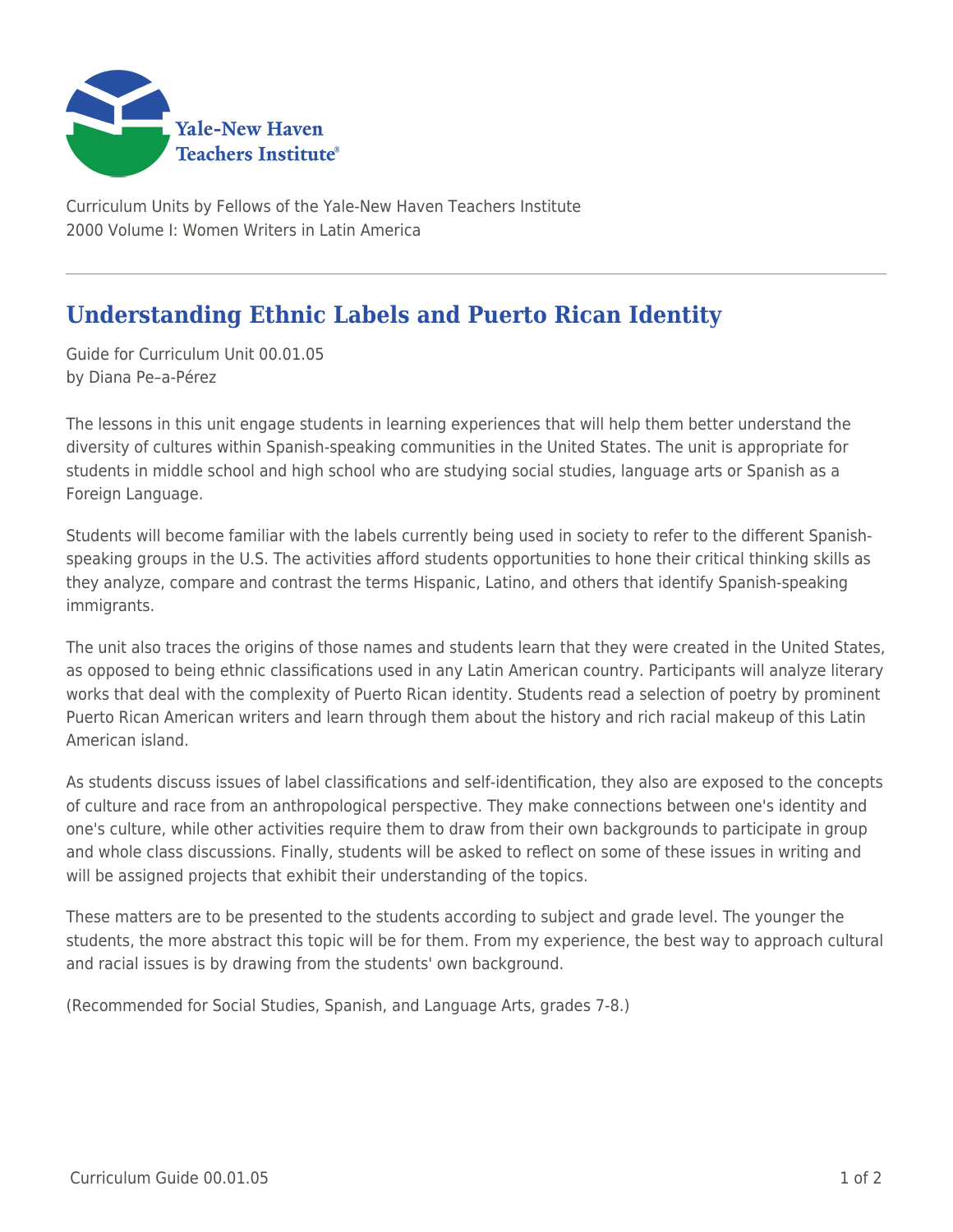Yale-New Haven Teachers Institute

Curriculum Units by Fellows of the Yale-New Haven Teachers Institute
2000 Volume I: Women Writers in Latin America

# Understanding Ethnic Labels and Puerto Rican Identity

Guide for Curriculum Unit 00.01.05
by Diana Pe–a-Pérez

The lessons in this unit engage students in learning experiences that will help them better understand the diversity of cultures within Spanish-speaking communities in the United States. The unit is appropriate for students in middle school and high school who are studying social studies, language arts or Spanish as a Foreign Language.

Students will become familiar with the labels currently being used in society to refer to the different Spanish-speaking groups in the U.S. The activities afford students opportunities to hone their critical thinking skills as they analyze, compare and contrast the terms Hispanic, Latino, and others that identify Spanish-speaking immigrants.

The unit also traces the origins of those names and students learn that they were created in the United States, as opposed to being ethnic classifications used in any Latin American country. Participants will analyze literary works that deal with the complexity of Puerto Rican identity. Students read a selection of poetry by prominent Puerto Rican American writers and learn through them about the history and rich racial makeup of this Latin American island.

As students discuss issues of label classifications and self-identification, they also are exposed to the concepts of culture and race from an anthropological perspective. They make connections between one's identity and one's culture, while other activities require them to draw from their own backgrounds to participate in group and whole class discussions. Finally, students will be asked to reflect on some of these issues in writing and will be assigned projects that exhibit their understanding of the topics.

These matters are to be presented to the students according to subject and grade level. The younger the students, the more abstract this topic will be for them. From my experience, the best way to approach cultural and racial issues is by drawing from the students' own background.

(Recommended for Social Studies, Spanish, and Language Arts, grades 7-8.)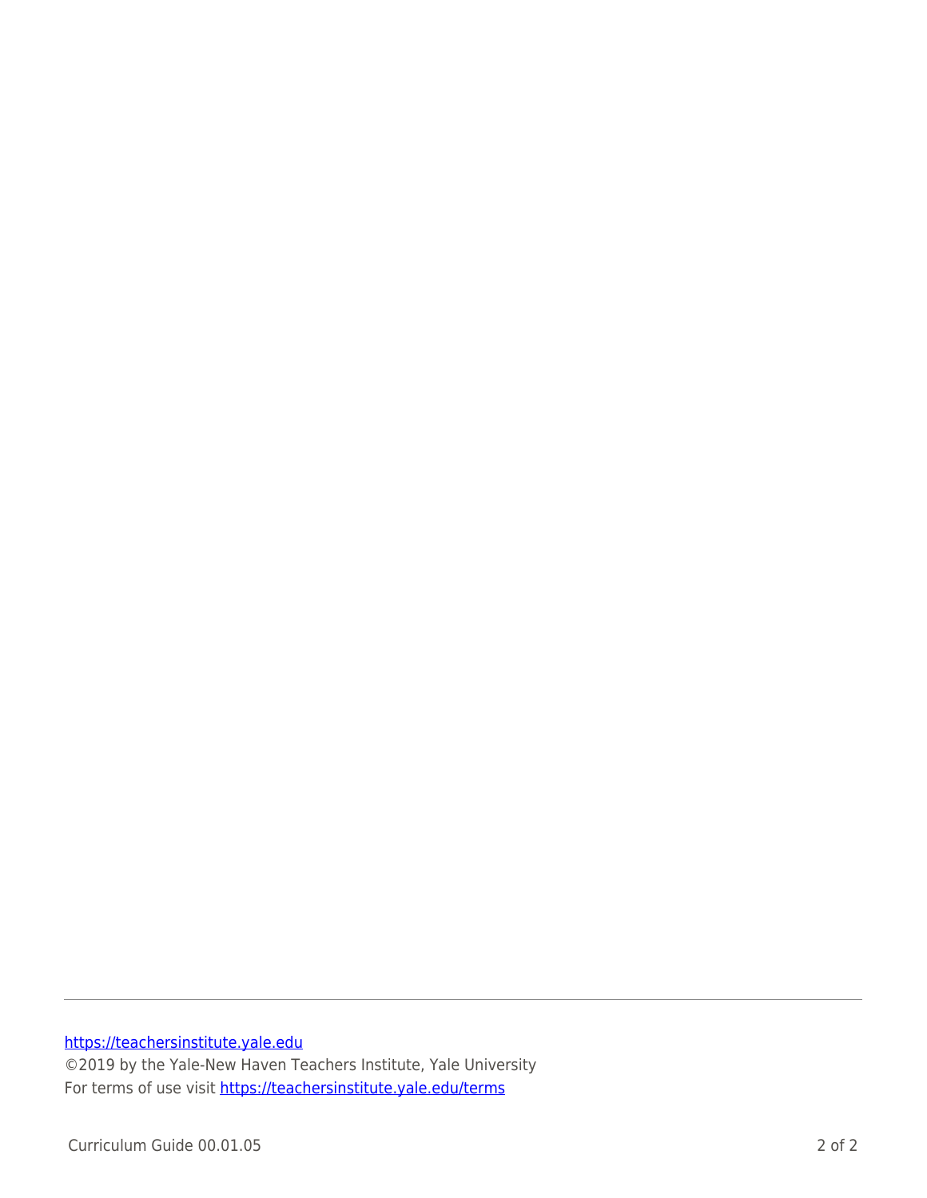https://teachersinstitute.yale.edu

©2019 by the Yale-New Haven Teachers Institute, Yale University

For terms of use visit https://teachersinstitute.yale.edu/terms